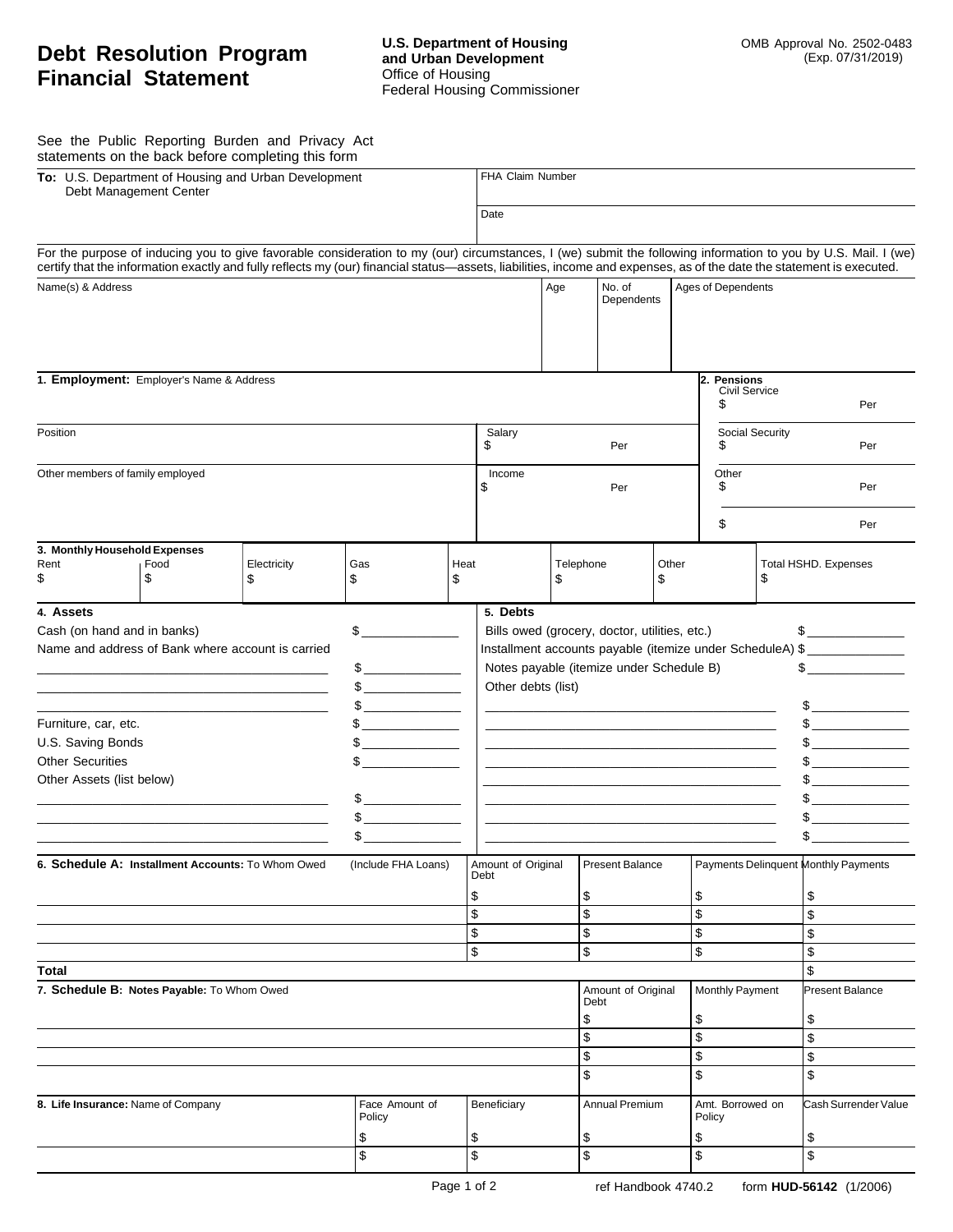# Debt Resolution Program Financial Statement

**U.S. Department of Housing and Urban Development**
Office of Housing
Federal Housing Commissioner

OMB Approval No. 2502-0483
(Exp. 07/31/2019)

See the Public Reporting Burden and Privacy Act statements on the back before completing this form

| **To:** U.S. Department of Housing and Urban Development Debt Management Center | FHA Claim Number |
|---|---|
| | Date |

For the purpose of inducing you to give favorable consideration to my (our) circumstances, I (we) submit the following information to you by U.S. Mail. I (we) certify that the information exactly and fully reflects my (our) financial status—assets, liabilities, income and expenses, as of the date the statement is executed.

| Name(s) & Address | Age | No. of Dependents | Ages of Dependents |
|---|---|---|---|
| | | | |

| **1. Employment:** Employer's Name & Address | | **2. Pensions** Civil Service $ Per |
|---|---|---|
| Position | Salary $ Per | Social Security $ Per |
| Other members of family employed | Income $ Per | Other $ Per |
| | | $ Per |

**3. Monthly Household Expenses**

| Rent | Food | Electricity | Gas | Heat | Telephone | Other | Total HSHD. Expenses |
|---|---|---|---|---|---|---|---|
| $ | $ | $ | $ | $ | $ | $ | $ |

**4. Assets**

| | |
|---|---|
| Cash (on hand and in banks) | $ |
| Name and address of Bank where account is carried | |
| | $ |
| | $ |
| | $ |
| Furniture, car, etc. | $ |
| U.S. Saving Bonds | $ |
| Other Securities | $ |
| Other Assets (list below) | |
| | $ |
| | $ |
| | $ |

**5. Debts**

| | |
|---|---|
| Bills owed (grocery, doctor, utilities, etc.) | $ |
| Installment accounts payable (itemize under ScheduleA) | $ |
| Notes payable (itemize under Schedule B) | $ |
| Other debts (list) | |
| | $ |
| | $ |
| | $ |
| | $ |
| | $ |
| | $ |
| | $ |

**6. Schedule A: Installment Accounts:** To Whom Owed (Include FHA Loans)

| To Whom Owed (Include FHA Loans) | Amount of Original Debt | Present Balance | Payments Delinquent | Monthly Payments |
|---|---|---|---|---|
| | $ | $ | $ | $ |
| | $ | $ | $ | $ |
| | $ | $ | $ | $ |
| | $ | $ | $ | $ |
| **Total** | | | | $ |

**7. Schedule B: Notes Payable:** To Whom Owed

| To Whom Owed | Amount of Original Debt | Monthly Payment | Present Balance |
|---|---|---|---|
| | $ | $ | $ |
| | $ | $ | $ |
| | $ | $ | $ |
| | $ | $ | $ |

| **8. Life Insurance:** Name of Company | Face Amount of Policy | Beneficiary | Annual Premium | Amt. Borrowed on Policy | Cash Surrender Value |
|---|---|---|---|---|---|
| | $ | $ | $ | $ | $ |
| | $ | $ | $ | $ | $ |

ref Handbook 4740.2 form **HUD-56142** (1/2006)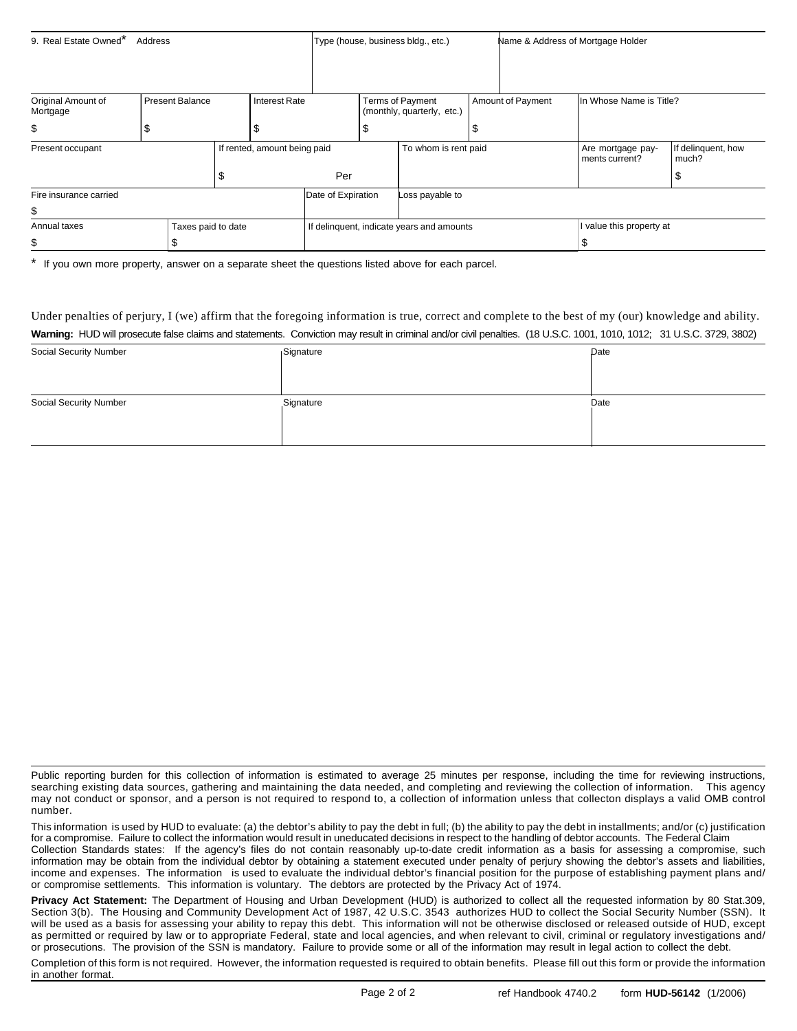| 9. Real Estate Owned* Address | | | Type (house, business bldg., etc.) | | Name & Address of Mortgage Holder | |
|---|---|---|---|---|---|---|
| | | | | | | |

| Original Amount of Mortgage | Present Balance | Interest Rate | Terms of Payment (monthly, quarterly, etc.) | Amount of Payment | In Whose Name is Title? |
|---|---|---|---|---|---|
| $ | $ | $ | $ | $ | |

| Present occupant | If rented, amount being paid | To whom is rent paid | Are mortgage payments current? | If delinquent, how much? |
|---|---|---|---|---|
| | $ Per | | | $ |

| Fire insurance carried | Date of Expiration | Loss payable to |
|---|---|---|
| $ | | |

| Annual taxes | Taxes paid to date | If delinquent, indicate years and amounts | I value this property at |
|---|---|---|---|
| $ | $ | | $ |

* If you own more property, answer on a separate sheet the questions listed above for each parcel.

Under penalties of perjury, I (we) affirm that the foregoing information is true, correct and complete to the best of my (our) knowledge and ability.

**Warning:** HUD will prosecute false claims and statements. Conviction may result in criminal and/or civil penalties. (18 U.S.C. 1001, 1010, 1012; 31 U.S.C. 3729, 3802)

| Social Security Number | Signature | Date |
|---|---|---|
| | | |
| Social Security Number | Signature | Date |
| | | |

Public reporting burden for this collection of information is estimated to average 25 minutes per response, including the time for reviewing instructions, searching existing data sources, gathering and maintaining the data needed, and completing and reviewing the collection of information. This agency may not conduct or sponsor, and a person is not required to respond to, a collection of information unless that collecton displays a valid OMB control number.

This information is used by HUD to evaluate: (a) the debtor's ability to pay the debt in full; (b) the ability to pay the debt in installments; and/or (c) justification for a compromise. Failure to collect the information would result in uneducated decisions in respect to the handling of debtor accounts. The Federal Claim Collection Standards states: If the agency's files do not contain reasonably up-to-date credit information as a basis for assessing a compromise, such information may be obtain from the individual debtor by obtaining a statement executed under penalty of perjury showing the debtor's assets and liabilities, income and expenses. The information is used to evaluate the individual debtor's financial position for the purpose of establishing payment plans and/ or compromise settlements. This information is voluntary. The debtors are protected by the Privacy Act of 1974.

**Privacy Act Statement:** The Department of Housing and Urban Development (HUD) is authorized to collect all the requested information by 80 Stat.309, Section 3(b). The Housing and Community Development Act of 1987, 42 U.S.C. 3543 authorizes HUD to collect the Social Security Number (SSN). It will be used as a basis for assessing your ability to repay this debt. This information will not be otherwise disclosed or released outside of HUD, except as permitted or required by law or to appropriate Federal, state and local agencies, and when relevant to civil, criminal or regulatory investigations and/ or prosecutions. The provision of the SSN is mandatory. Failure to provide some or all of the information may result in legal action to collect the debt.

Completion of this form is not required. However, the information requested is required to obtain benefits. Please fill out this form or provide the information in another format.

ref Handbook 4740.2 form **HUD-56142** (1/2006)